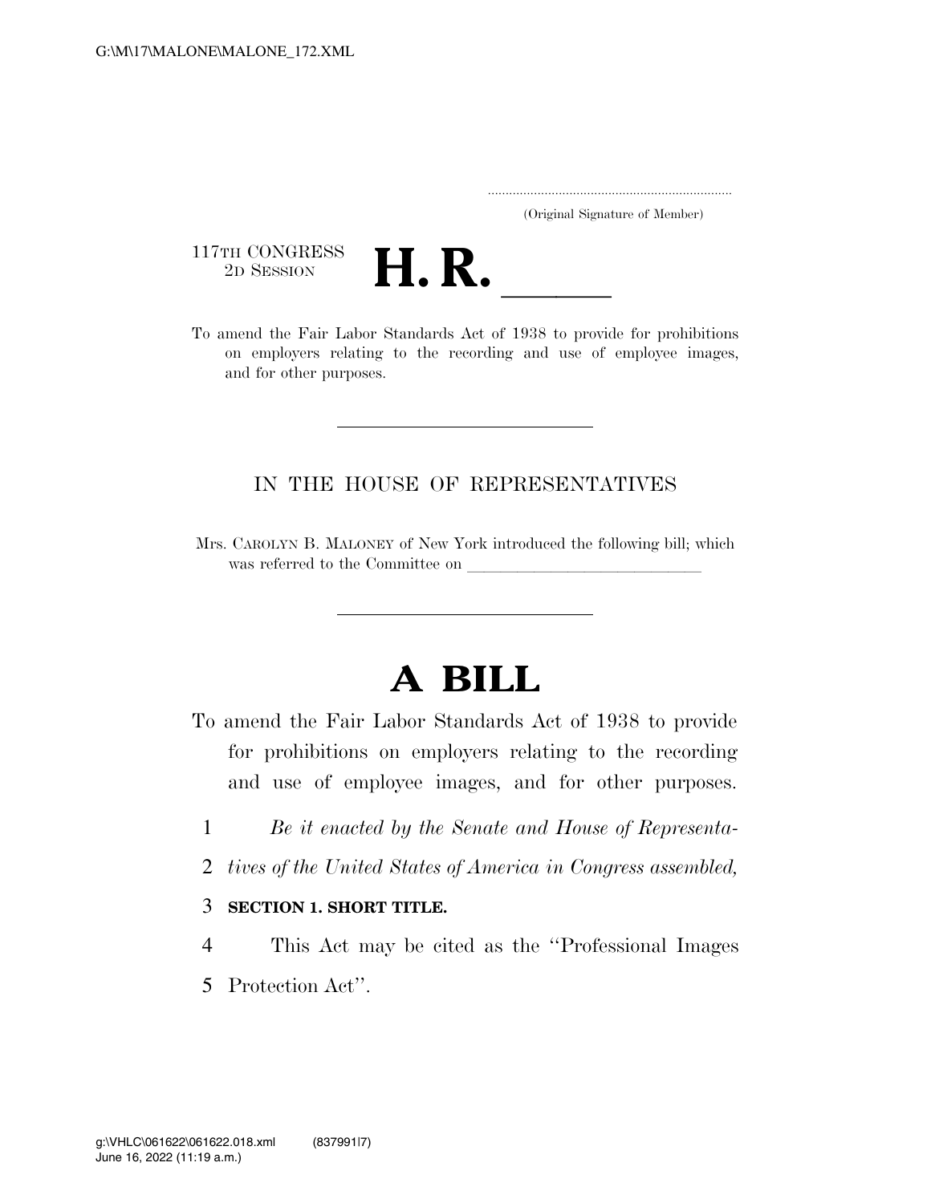(Original Signature of Member)

117TH CONGRESS
2D SESSION

# H. R. \_\_\_\_\_

To amend the Fair Labor Standards Act of 1938 to provide for prohibitions on employers relating to the recording and use of employee images, and for other purposes.

---

## IN THE HOUSE OF REPRESENTATIVES

Mrs. CAROLYN B. MALONEY of New York introduced the following bill; which was referred to the Committee on \_\_\_\_\_\_\_\_\_\_\_\_\_\_\_\_\_\_\_\_\_\_\_\_\_\_\_\_\_\_

---

# A BILL

To amend the Fair Labor Standards Act of 1938 to provide for prohibitions on employers relating to the recording and use of employee images, and for other purposes.

1 *Be it enacted by the Senate and House of Representa-*
2 *tives of the United States of America in Congress assembled,*

3 **SECTION 1. SHORT TITLE.**

4 This Act may be cited as the "Professional Images
5 Protection Act".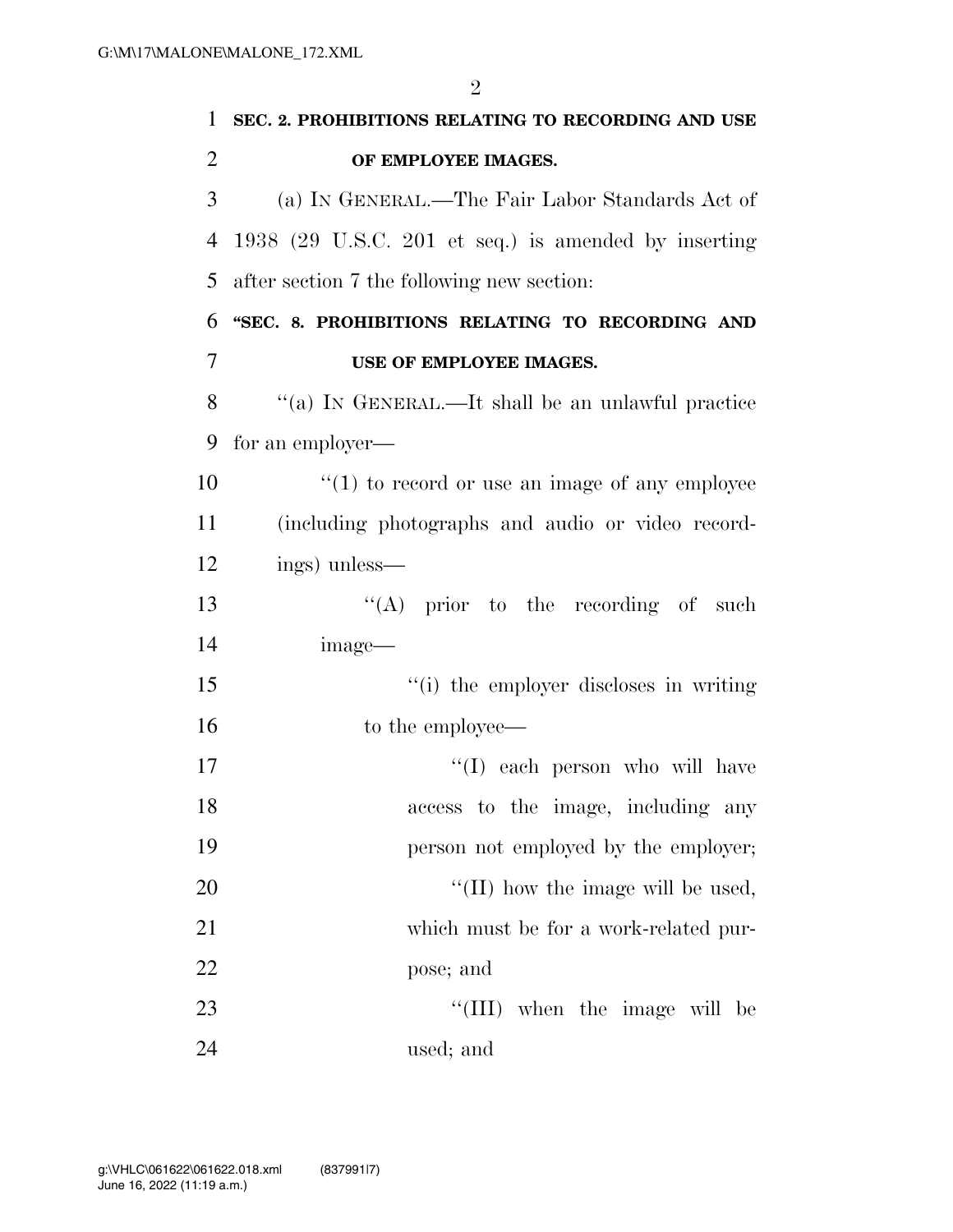**SEC. 2. PROHIBITIONS RELATING TO RECORDING AND USE OF EMPLOYEE IMAGES.**

(a) IN GENERAL.—The Fair Labor Standards Act of 1938 (29 U.S.C. 201 et seq.) is amended by inserting after section 7 the following new section:

**"SEC. 8. PROHIBITIONS RELATING TO RECORDING AND USE OF EMPLOYEE IMAGES.**

"(a) IN GENERAL.—It shall be an unlawful practice for an employer—

"(1) to record or use an image of any employee (including photographs and audio or video recordings) unless—

"(A) prior to the recording of such image—

"(i) the employer discloses in writing to the employee—

"(I) each person who will have access to the image, including any person not employed by the employer;

"(II) how the image will be used, which must be for a work-related purpose; and

"(III) when the image will be used; and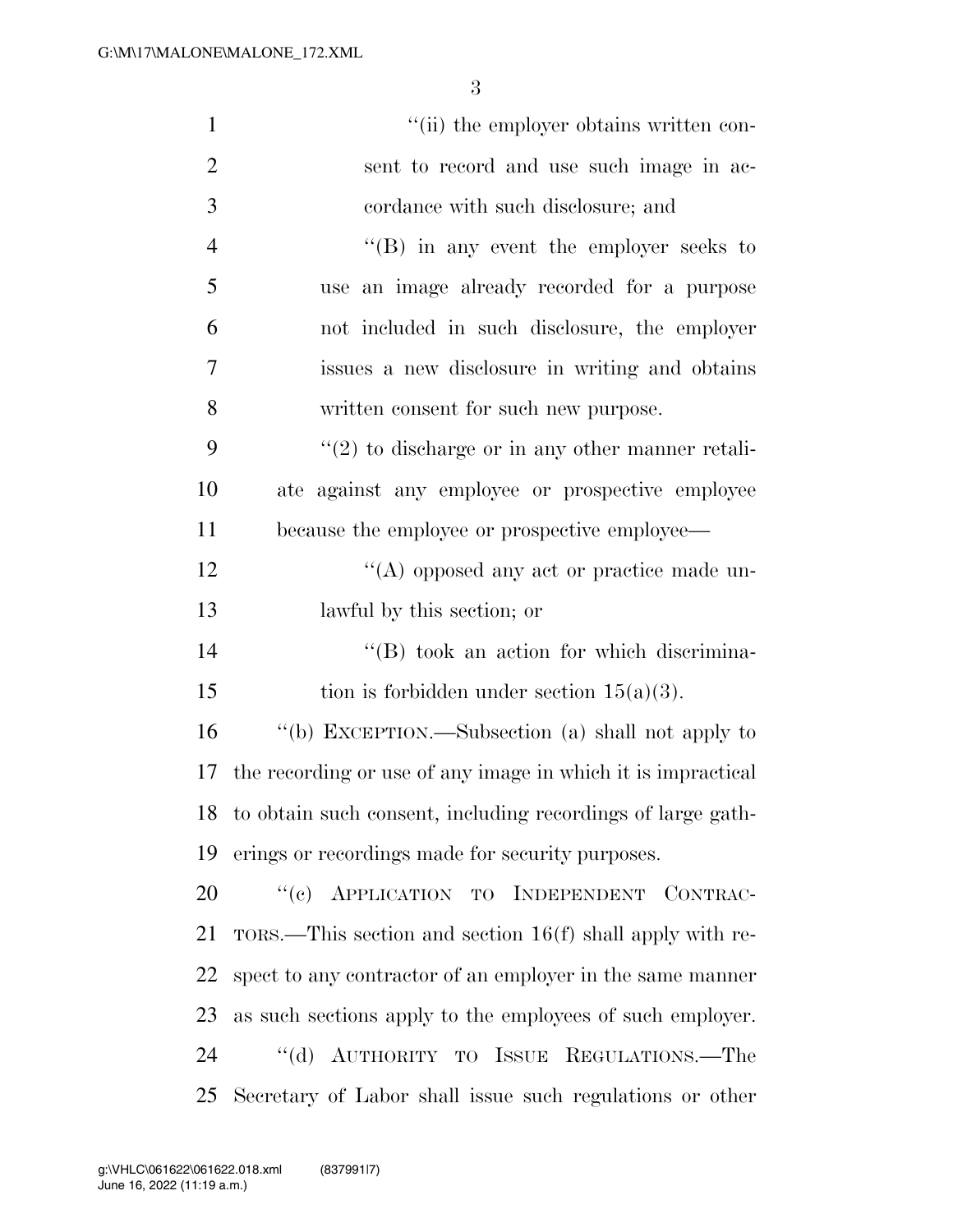"(ii) the employer obtains written consent to record and use such image in accordance with such disclosure; and

"(B) in any event the employer seeks to use an image already recorded for a purpose not included in such disclosure, the employer issues a new disclosure in writing and obtains written consent for such new purpose.

"(2) to discharge or in any other manner retaliate against any employee or prospective employee because the employee or prospective employee—

"(A) opposed any act or practice made unlawful by this section; or

"(B) took an action for which discrimination is forbidden under section 15(a)(3).

"(b) EXCEPTION.—Subsection (a) shall not apply to the recording or use of any image in which it is impractical to obtain such consent, including recordings of large gatherings or recordings made for security purposes.

"(c) APPLICATION TO INDEPENDENT CONTRACTORS.—This section and section 16(f) shall apply with respect to any contractor of an employer in the same manner as such sections apply to the employees of such employer.

"(d) AUTHORITY TO ISSUE REGULATIONS.—The Secretary of Labor shall issue such regulations or other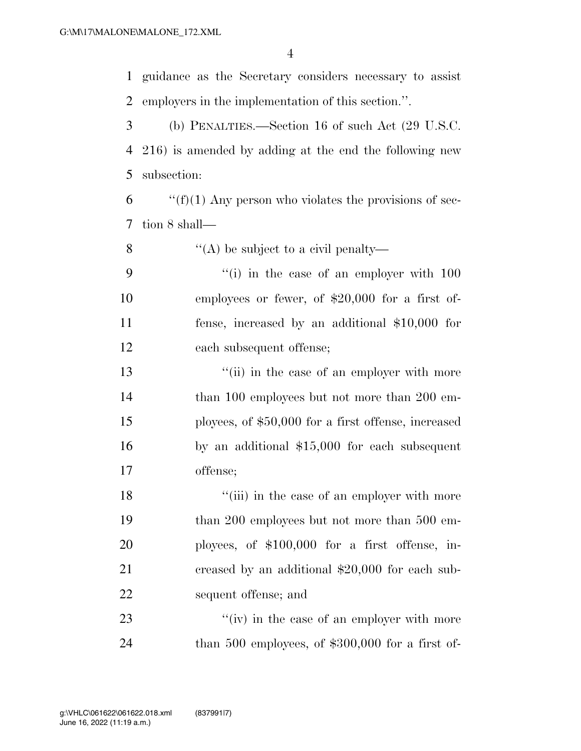guidance as the Secretary considers necessary to assist employers in the implementation of this section.''.

(b) PENALTIES.—Section 16 of such Act (29 U.S.C. 216) is amended by adding at the end the following new subsection:

''(f)(1) Any person who violates the provisions of section 8 shall—

''(A) be subject to a civil penalty—

''(i) in the case of an employer with 100 employees or fewer, of $20,000 for a first offense, increased by an additional $10,000 for each subsequent offense;

''(ii) in the case of an employer with more than 100 employees but not more than 200 employees, of $50,000 for a first offense, increased by an additional $15,000 for each subsequent offense;

''(iii) in the case of an employer with more than 200 employees but not more than 500 employees, of $100,000 for a first offense, increased by an additional $20,000 for each subsequent offense; and

''(iv) in the case of an employer with more than 500 employees, of $300,000 for a first of-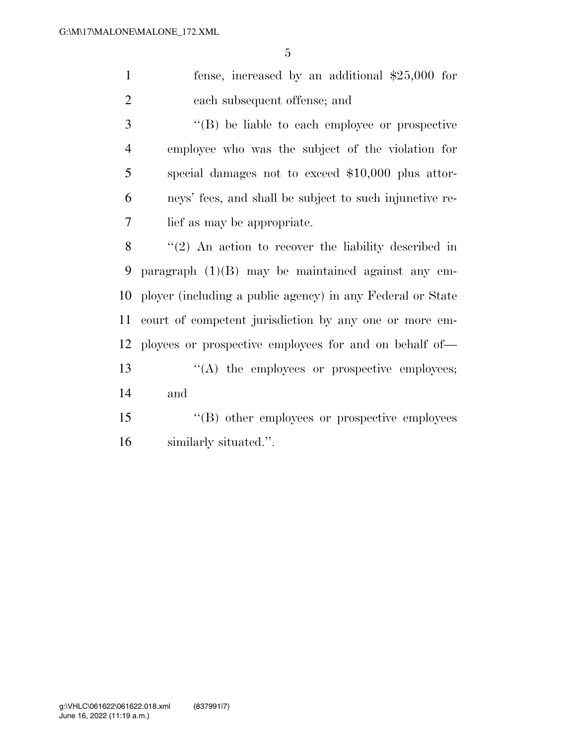fense, increased by an additional $25,000 for each subsequent offense; and

''(B) be liable to each employee or prospective employee who was the subject of the violation for special damages not to exceed $10,000 plus attorneys' fees, and shall be subject to such injunctive relief as may be appropriate.

''(2) An action to recover the liability described in paragraph (1)(B) may be maintained against any employer (including a public agency) in any Federal or State court of competent jurisdiction by any one or more employees or prospective employees for and on behalf of—

''(A) the employees or prospective employees; and

''(B) other employees or prospective employees similarly situated.''.